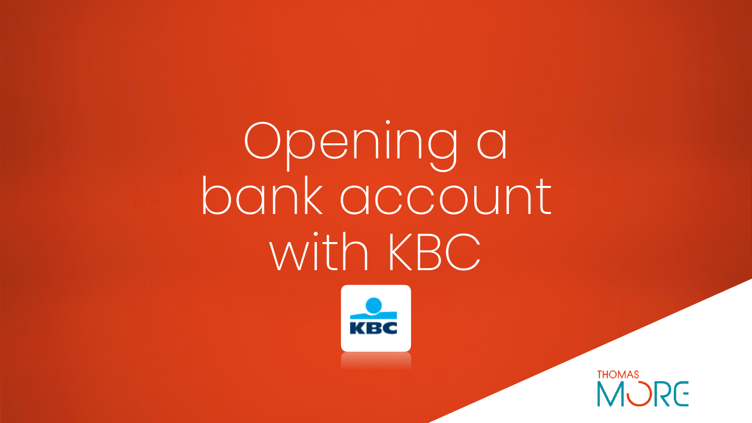# Opening a bank account with KBC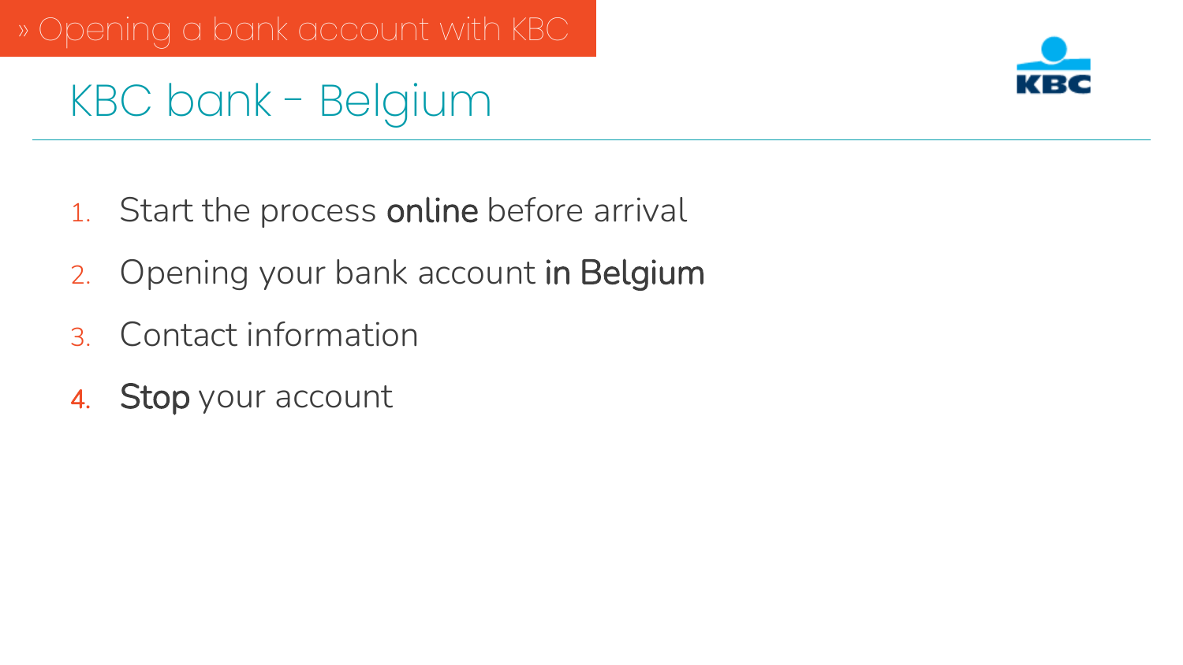» Opening a bank account with KBC

# KBC bank - Belgium

1. Start the process **online** before arrival
2. Opening your bank account **in Belgium**
3. Contact information
4. **Stop** your account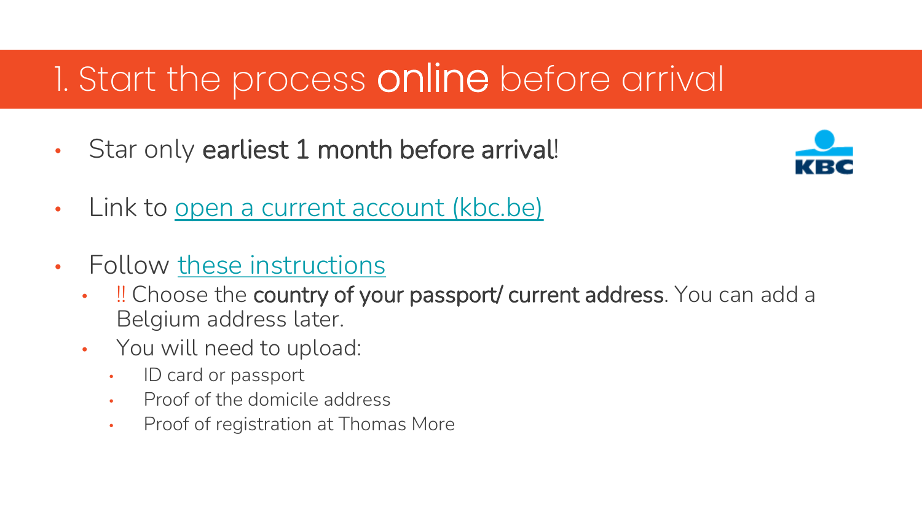# 1. Start the process online before arrival

- Star only **earliest 1 month before arrival**!
- Link to open a current account (kbc.be)
- Follow these instructions
  - ‼ Choose the **country of your passport/ current address**. You can add a Belgium address later.
  - You will need to upload:
    - ID card or passport
    - Proof of the domicile address
    - Proof of registration at Thomas More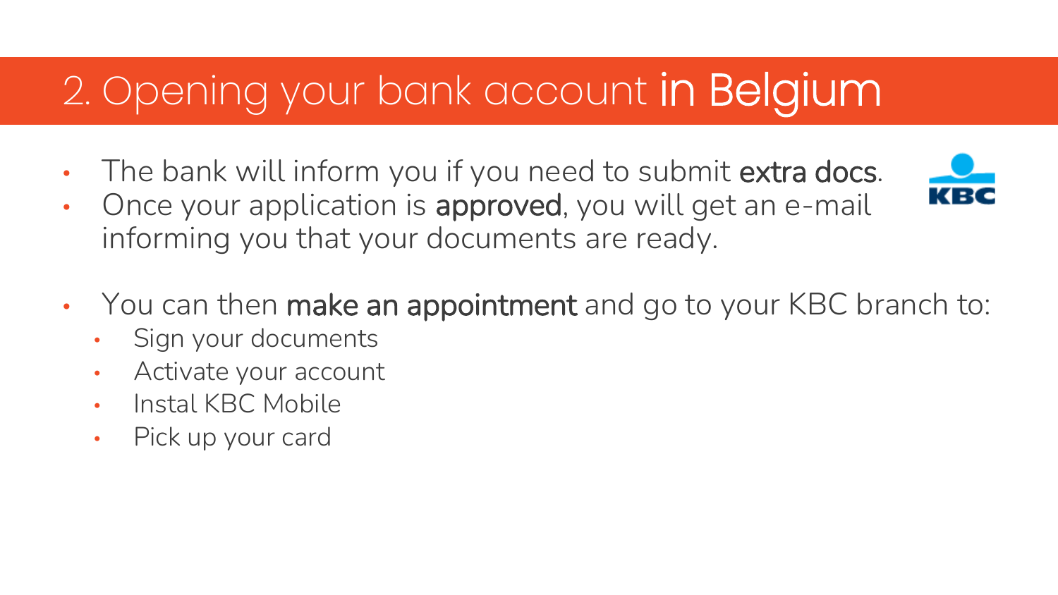## 2. Opening your bank account **in Belgium**

- The bank will inform you if you need to submit **extra docs**.
- Once your application is **approved**, you will get an e-mail informing you that your documents are ready.

- You can then **make an appointment** and go to your KBC branch to:
  - Sign your documents
  - Activate your account
  - Instal KBC Mobile
  - Pick up your card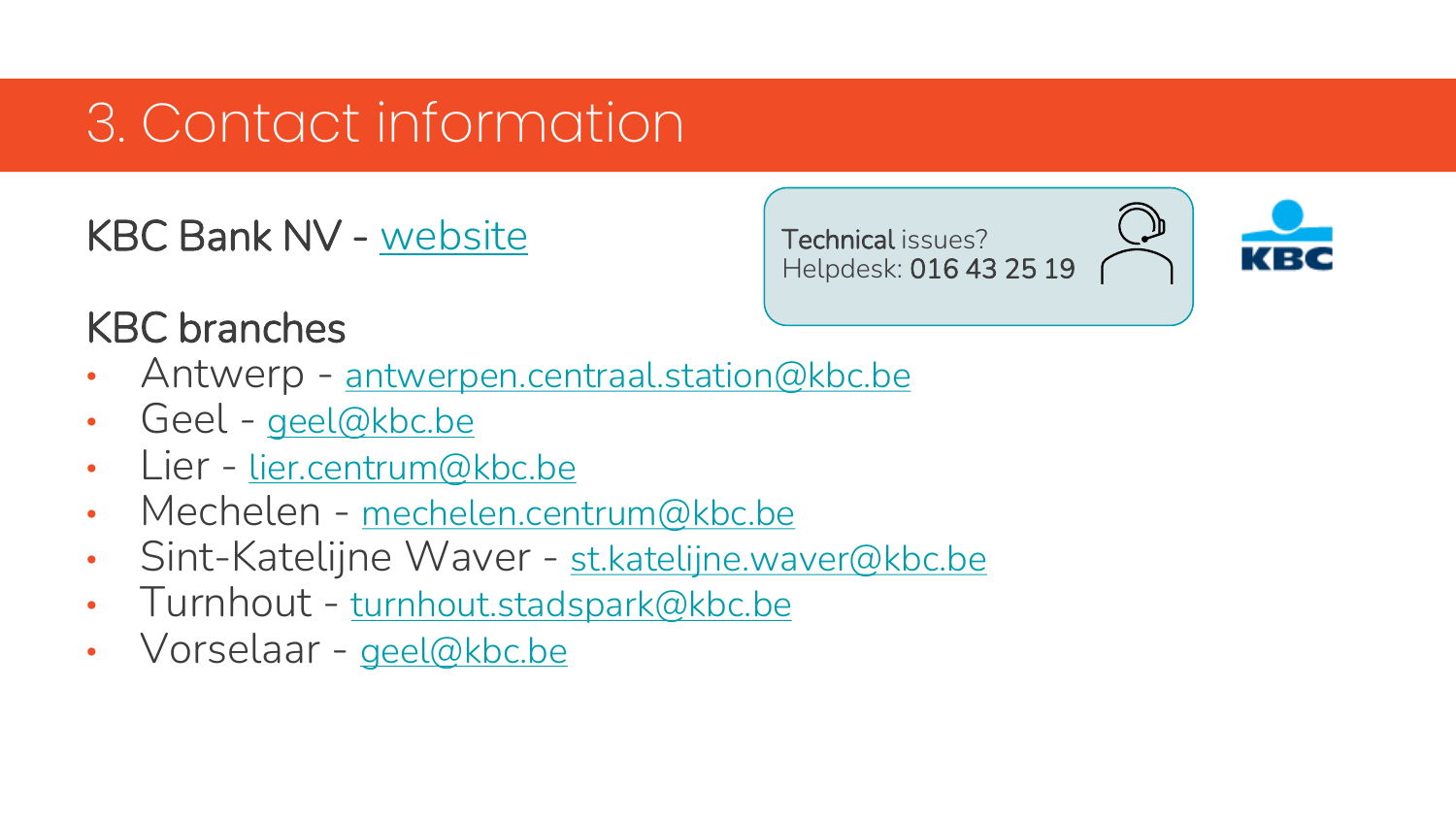# 3. Contact information

KBC Bank NV - website

Technical issues?
Helpdesk: **016 43 25 19**

## KBC branches

- Antwerp - antwerpen.centraal.station@kbc.be
- Geel - geel@kbc.be
- Lier - lier.centrum@kbc.be
- Mechelen - mechelen.centrum@kbc.be
- Sint-Katelijne Waver - st.katelijne.waver@kbc.be
- Turnhout - turnhout.stadspark@kbc.be
- Vorselaar - geel@kbc.be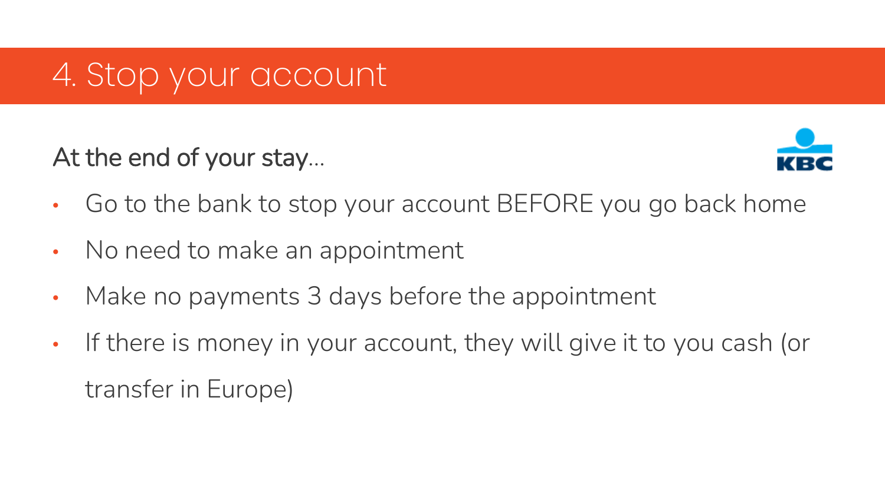# 4. Stop your account

At the end of your stay…

KBC

- Go to the bank to stop your account BEFORE you go back home
- No need to make an appointment
- Make no payments 3 days before the appointment
- If there is money in your account, they will give it to you cash (or transfer in Europe)